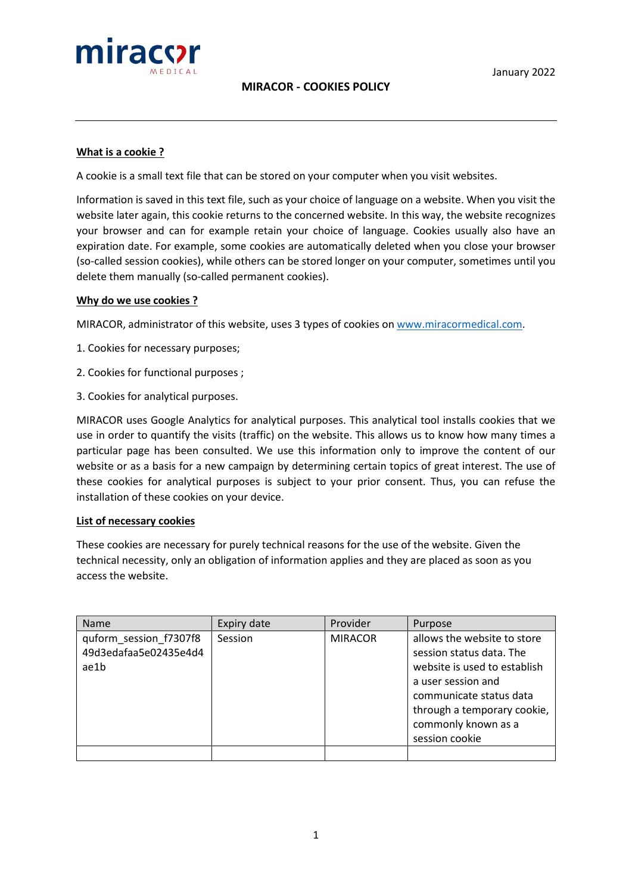January 2022

# MIRACOR - COOKIES POLICY

## What is a cookie ?

A cookie is a small text file that can be stored on your computer when you visit websites.

Information is saved in this text file, such as your choice of language on a website. When you visit the website later again, this cookie returns to the concerned website. In this way, the website recognizes your browser and can for example retain your choice of language. Cookies usually also have an expiration date. For example, some cookies are automatically deleted when you close your browser (so-called session cookies), while others can be stored longer on your computer, sometimes until you delete them manually (so-called permanent cookies).

## Why do we use cookies ?

MIRACOR, administrator of this website, uses 3 types of cookies on www.miracormedical.com.

1. Cookies for necessary purposes;
2. Cookies for functional purposes ;
3. Cookies for analytical purposes.

MIRACOR uses Google Analytics for analytical purposes. This analytical tool installs cookies that we use in order to quantify the visits (traffic) on the website. This allows us to know how many times a particular page has been consulted. We use this information only to improve the content of our website or as a basis for a new campaign by determining certain topics of great interest. The use of these cookies for analytical purposes is subject to your prior consent. Thus, you can refuse the installation of these cookies on your device.

## List of necessary cookies

These cookies are necessary for purely technical reasons for the use of the website. Given the technical necessity, only an obligation of information applies and they are placed as soon as you access the website.

| Name | Expiry date | Provider | Purpose |
|---|---|---|---|
| quform_session_f7307f849d3edafaa5e02435e4d4ae1b | Session | MIRACOR | allows the website to store session status data. The website is used to establish a user session and communicate status data through a temporary cookie, commonly known as a session cookie |
| | | | |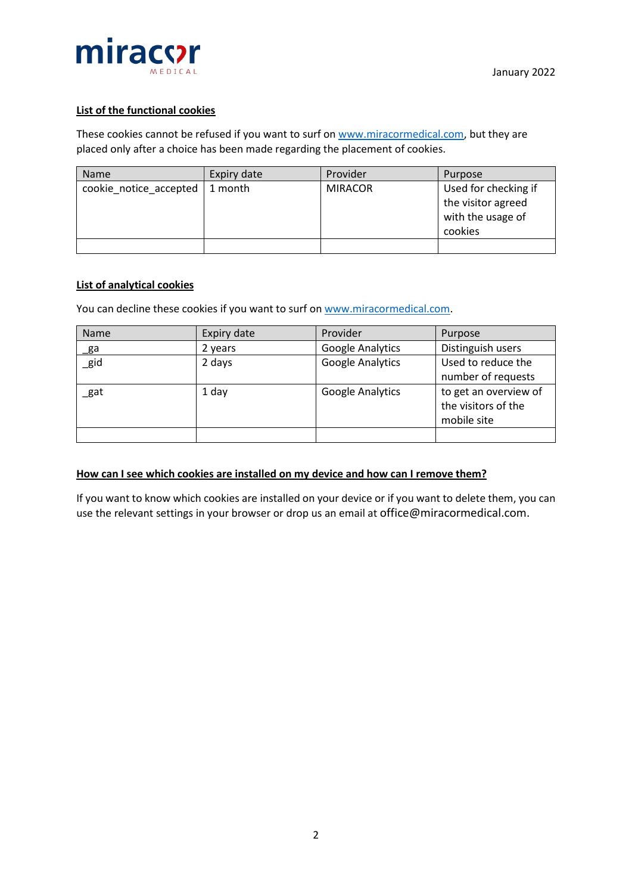January 2022

**<u>List of the functional cookies</u>**

These cookies cannot be refused if you want to surf on www.miracormedical.com, but they are placed only after a choice has been made regarding the placement of cookies.

| Name | Expiry date | Provider | Purpose |
|---|---|---|---|
| cookie_notice_accepted | 1 month | MIRACOR | Used for checking if the visitor agreed with the usage of cookies |
| | | | |

**<u>List of analytical cookies</u>**

You can decline these cookies if you want to surf on www.miracormedical.com.

| Name | Expiry date | Provider | Purpose |
|---|---|---|---|
| _ga | 2 years | Google Analytics | Distinguish users |
| _gid | 2 days | Google Analytics | Used to reduce the number of requests |
| _gat | 1 day | Google Analytics | to get an overview of the visitors of the mobile site |
| | | | |

**<u>How can I see which cookies are installed on my device and how can I remove them?</u>**

If you want to know which cookies are installed on your device or if you want to delete them, you can use the relevant settings in your browser or drop us an email at office@miracormedical.com.